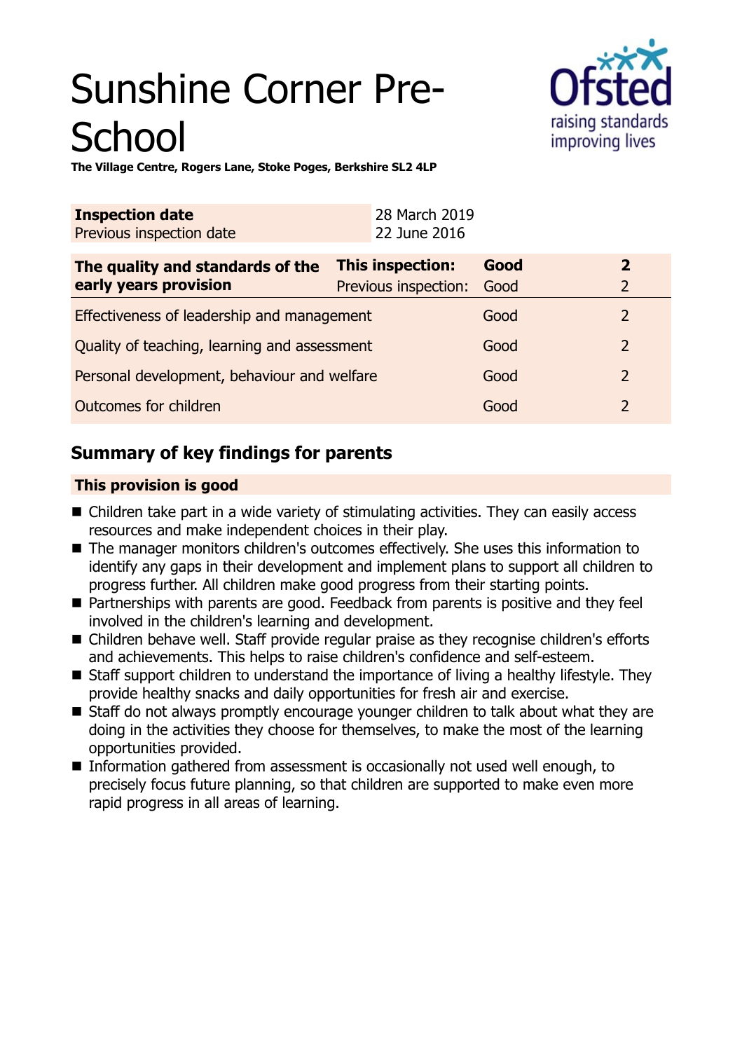# Sunshine Corner Pre-School

**The Village Centre, Rogers Lane, Stoke Poges, Berkshire SL2 4LP**

| **Inspection date** | 28 March 2019 |
|---|---|
| Previous inspection date | 22 June 2016 |

| **The quality and standards of the early years provision** | **This inspection:** | **Good** | **2** |
|---|---|---|---|
| | Previous inspection: | Good | 2 |
| Effectiveness of leadership and management | | Good | 2 |
| Quality of teaching, learning and assessment | | Good | 2 |
| Personal development, behaviour and welfare | | Good | 2 |
| Outcomes for children | | Good | 2 |

## Summary of key findings for parents

**This provision is good**

- Children take part in a wide variety of stimulating activities. They can easily access resources and make independent choices in their play.
- The manager monitors children's outcomes effectively. She uses this information to identify any gaps in their development and implement plans to support all children to progress further. All children make good progress from their starting points.
- Partnerships with parents are good. Feedback from parents is positive and they feel involved in the children's learning and development.
- Children behave well. Staff provide regular praise as they recognise children's efforts and achievements. This helps to raise children's confidence and self-esteem.
- Staff support children to understand the importance of living a healthy lifestyle. They provide healthy snacks and daily opportunities for fresh air and exercise.
- Staff do not always promptly encourage younger children to talk about what they are doing in the activities they choose for themselves, to make the most of the learning opportunities provided.
- Information gathered from assessment is occasionally not used well enough, to precisely focus future planning, so that children are supported to make even more rapid progress in all areas of learning.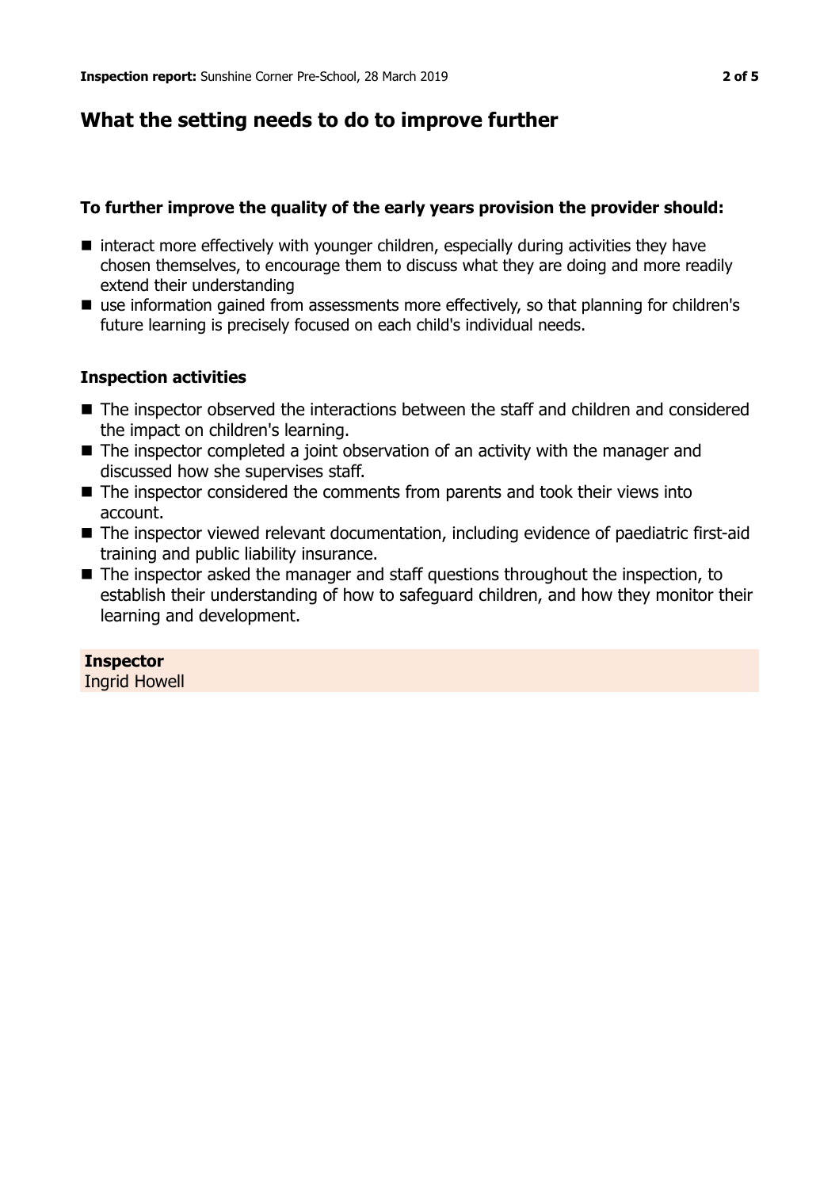## What the setting needs to do to improve further

### To further improve the quality of the early years provision the provider should:

- interact more effectively with younger children, especially during activities they have chosen themselves, to encourage them to discuss what they are doing and more readily extend their understanding
- use information gained from assessments more effectively, so that planning for children's future learning is precisely focused on each child's individual needs.

### Inspection activities

- The inspector observed the interactions between the staff and children and considered the impact on children's learning.
- The inspector completed a joint observation of an activity with the manager and discussed how she supervises staff.
- The inspector considered the comments from parents and took their views into account.
- The inspector viewed relevant documentation, including evidence of paediatric first-aid training and public liability insurance.
- The inspector asked the manager and staff questions throughout the inspection, to establish their understanding of how to safeguard children, and how they monitor their learning and development.

**Inspector**
Ingrid Howell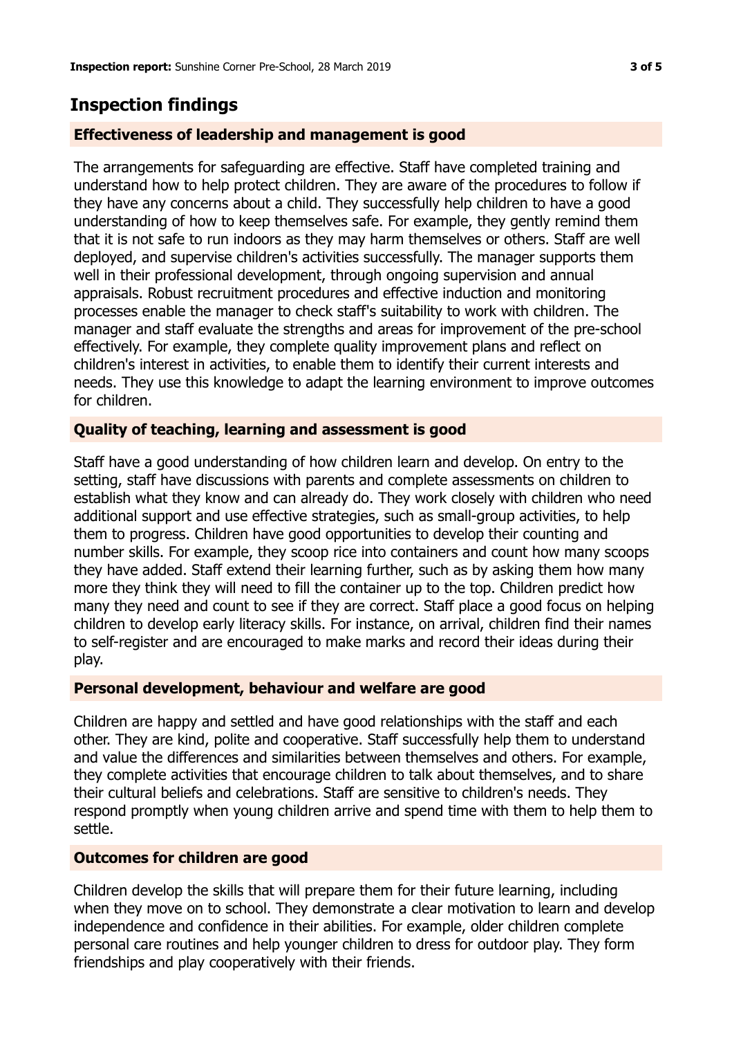## Inspection findings

### Effectiveness of leadership and management is good

The arrangements for safeguarding are effective. Staff have completed training and understand how to help protect children. They are aware of the procedures to follow if they have any concerns about a child. They successfully help children to have a good understanding of how to keep themselves safe. For example, they gently remind them that it is not safe to run indoors as they may harm themselves or others. Staff are well deployed, and supervise children's activities successfully. The manager supports them well in their professional development, through ongoing supervision and annual appraisals. Robust recruitment procedures and effective induction and monitoring processes enable the manager to check staff's suitability to work with children. The manager and staff evaluate the strengths and areas for improvement of the pre-school effectively. For example, they complete quality improvement plans and reflect on children's interest in activities, to enable them to identify their current interests and needs. They use this knowledge to adapt the learning environment to improve outcomes for children.

### Quality of teaching, learning and assessment is good

Staff have a good understanding of how children learn and develop. On entry to the setting, staff have discussions with parents and complete assessments on children to establish what they know and can already do. They work closely with children who need additional support and use effective strategies, such as small-group activities, to help them to progress. Children have good opportunities to develop their counting and number skills. For example, they scoop rice into containers and count how many scoops they have added. Staff extend their learning further, such as by asking them how many more they think they will need to fill the container up to the top. Children predict how many they need and count to see if they are correct. Staff place a good focus on helping children to develop early literacy skills. For instance, on arrival, children find their names to self-register and are encouraged to make marks and record their ideas during their play.

### Personal development, behaviour and welfare are good

Children are happy and settled and have good relationships with the staff and each other. They are kind, polite and cooperative. Staff successfully help them to understand and value the differences and similarities between themselves and others. For example, they complete activities that encourage children to talk about themselves, and to share their cultural beliefs and celebrations. Staff are sensitive to children's needs. They respond promptly when young children arrive and spend time with them to help them to settle.

### Outcomes for children are good

Children develop the skills that will prepare them for their future learning, including when they move on to school. They demonstrate a clear motivation to learn and develop independence and confidence in their abilities. For example, older children complete personal care routines and help younger children to dress for outdoor play. They form friendships and play cooperatively with their friends.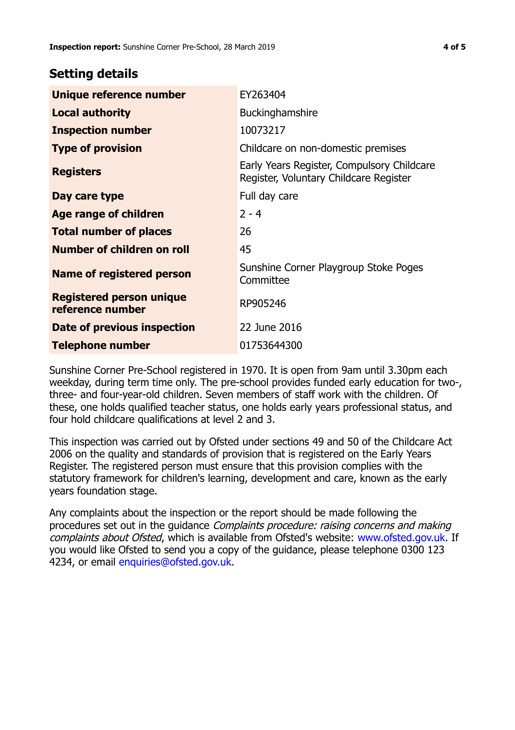## Setting details

| | |
|---|---|
| **Unique reference number** | EY263404 |
| **Local authority** | Buckinghamshire |
| **Inspection number** | 10073217 |
| **Type of provision** | Childcare on non-domestic premises |
| **Registers** | Early Years Register, Compulsory Childcare Register, Voluntary Childcare Register |
| **Day care type** | Full day care |
| **Age range of children** | 2 - 4 |
| **Total number of places** | 26 |
| **Number of children on roll** | 45 |
| **Name of registered person** | Sunshine Corner Playgroup Stoke Poges Committee |
| **Registered person unique reference number** | RP905246 |
| **Date of previous inspection** | 22 June 2016 |
| **Telephone number** | 01753644300 |

Sunshine Corner Pre-School registered in 1970. It is open from 9am until 3.30pm each weekday, during term time only. The pre-school provides funded early education for two-, three- and four-year-old children. Seven members of staff work with the children. Of these, one holds qualified teacher status, one holds early years professional status, and four hold childcare qualifications at level 2 and 3.

This inspection was carried out by Ofsted under sections 49 and 50 of the Childcare Act 2006 on the quality and standards of provision that is registered on the Early Years Register. The registered person must ensure that this provision complies with the statutory framework for children's learning, development and care, known as the early years foundation stage.

Any complaints about the inspection or the report should be made following the procedures set out in the guidance *Complaints procedure: raising concerns and making complaints about Ofsted*, which is available from Ofsted's website: www.ofsted.gov.uk. If you would like Ofsted to send you a copy of the guidance, please telephone 0300 123 4234, or email enquiries@ofsted.gov.uk.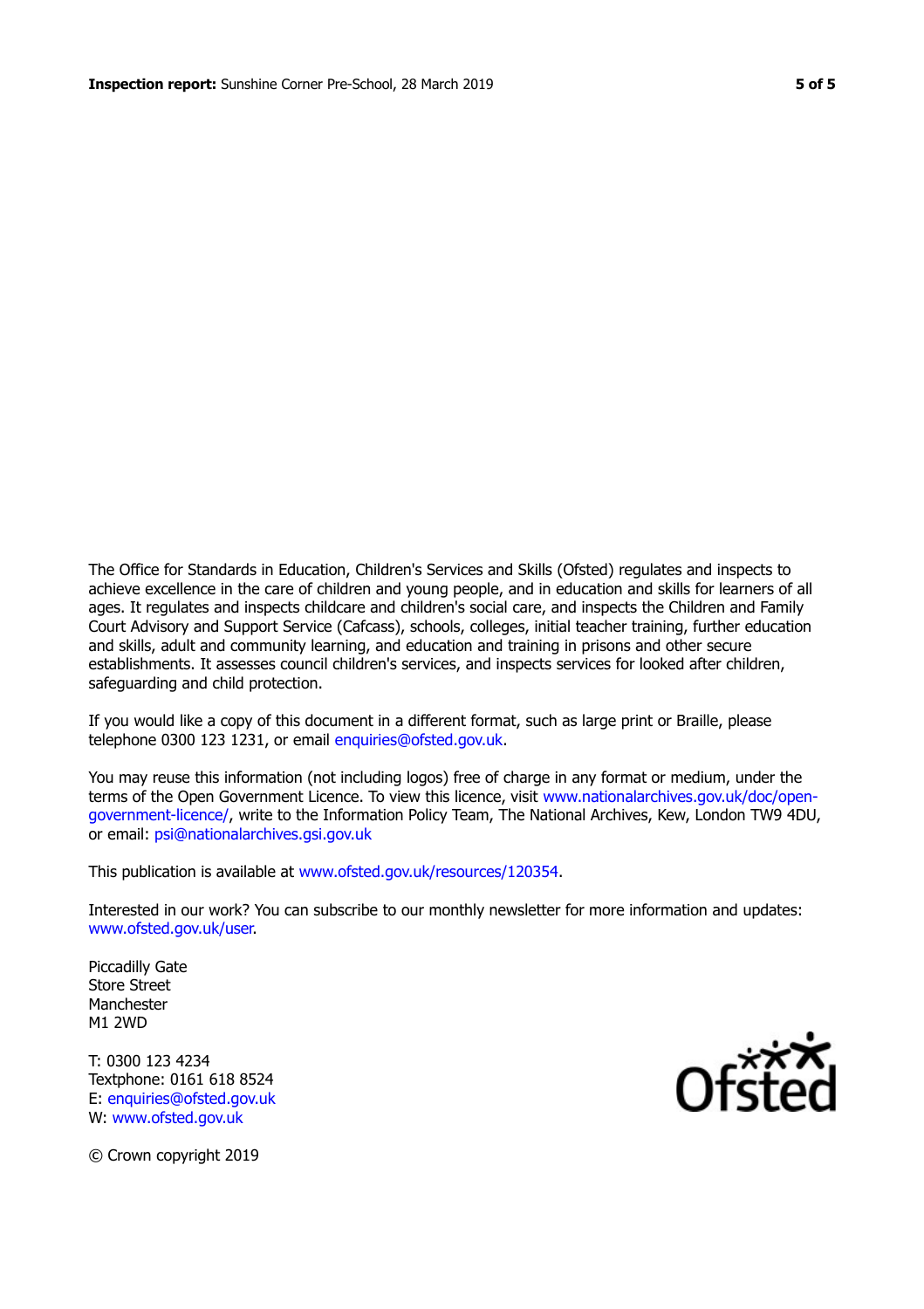The Office for Standards in Education, Children's Services and Skills (Ofsted) regulates and inspects to achieve excellence in the care of children and young people, and in education and skills for learners of all ages. It regulates and inspects childcare and children's social care, and inspects the Children and Family Court Advisory and Support Service (Cafcass), schools, colleges, initial teacher training, further education and skills, adult and community learning, and education and training in prisons and other secure establishments. It assesses council children's services, and inspects services for looked after children, safeguarding and child protection.

If you would like a copy of this document in a different format, such as large print or Braille, please telephone 0300 123 1231, or email enquiries@ofsted.gov.uk.

You may reuse this information (not including logos) free of charge in any format or medium, under the terms of the Open Government Licence. To view this licence, visit www.nationalarchives.gov.uk/doc/open-government-licence/, write to the Information Policy Team, The National Archives, Kew, London TW9 4DU, or email: psi@nationalarchives.gsi.gov.uk

This publication is available at www.ofsted.gov.uk/resources/120354.

Interested in our work? You can subscribe to our monthly newsletter for more information and updates: www.ofsted.gov.uk/user.

Piccadilly Gate
Store Street
Manchester
M1 2WD

T: 0300 123 4234
Textphone: 0161 618 8524
E: enquiries@ofsted.gov.uk
W: www.ofsted.gov.uk

© Crown copyright 2019

Ofsted